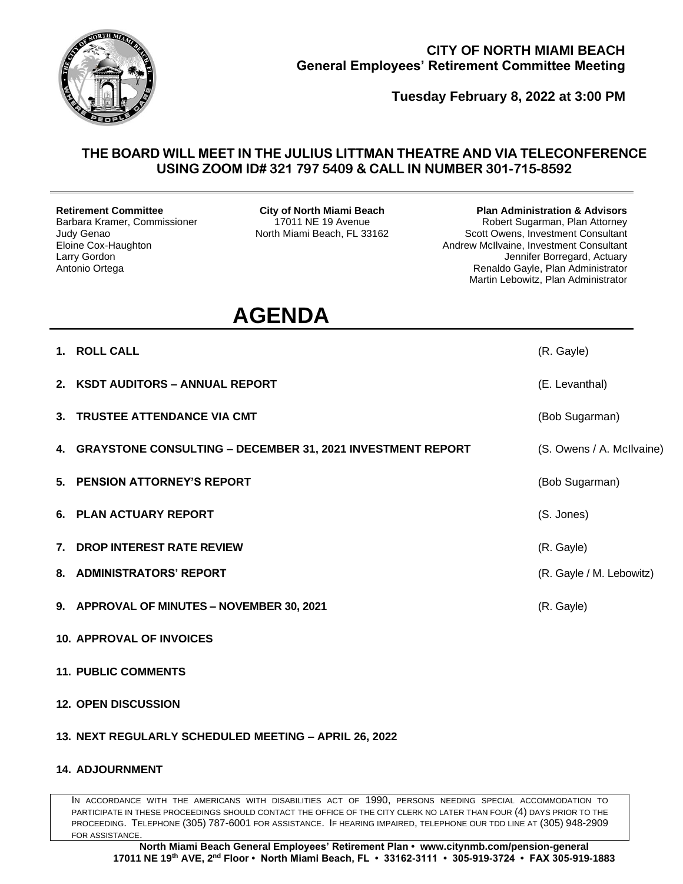# CITY OF NORTH MIAMI BEACH
## General Employees' Retirement Committee Meeting

**Tuesday February 8, 2022 at 3:00 PM**

**THE BOARD WILL MEET IN THE JULIUS LITTMAN THEATRE AND VIA TELECONFERENCE USING ZOOM ID# 321 797 5409 & CALL IN NUMBER 301-715-8592**

---

**Retirement Committee**
Barbara Kramer, Commissioner
Judy Genao
Eloine Cox-Haughton
Larry Gordon
Antonio Ortega

**City of North Miami Beach**
17011 NE 19 Avenue
North Miami Beach, FL 33162

**Plan Administration & Advisors**
Robert Sugarman, Plan Attorney
Scott Owens, Investment Consultant
Andrew McIlvaine, Investment Consultant
Jennifer Borregard, Actuary
Renaldo Gayle, Plan Administrator
Martin Lebowitz, Plan Administrator

# AGENDA

1. **ROLL CALL** (R. Gayle)
2. **KSDT AUDITORS – ANNUAL REPORT** (E. Levanthal)
3. **TRUSTEE ATTENDANCE VIA CMT** (Bob Sugarman)
4. **GRAYSTONE CONSULTING – DECEMBER 31, 2021 INVESTMENT REPORT** (S. Owens / A. McIlvaine)
5. **PENSION ATTORNEY'S REPORT** (Bob Sugarman)
6. **PLAN ACTUARY REPORT** (S. Jones)
7. **DROP INTEREST RATE REVIEW** (R. Gayle)
8. **ADMINISTRATORS' REPORT** (R. Gayle / M. Lebowitz)
9. **APPROVAL OF MINUTES – NOVEMBER 30, 2021** (R. Gayle)
10. **APPROVAL OF INVOICES**
11. **PUBLIC COMMENTS**
12. **OPEN DISCUSSION**
13. **NEXT REGULARLY SCHEDULED MEETING – APRIL 26, 2022**
14. **ADJOURNMENT**

IN ACCORDANCE WITH THE AMERICANS WITH DISABILITIES ACT OF 1990, PERSONS NEEDING SPECIAL ACCOMMODATION TO PARTICIPATE IN THESE PROCEEDINGS SHOULD CONTACT THE OFFICE OF THE CITY CLERK NO LATER THAN FOUR (4) DAYS PRIOR TO THE PROCEEDING. TELEPHONE (305) 787-6001 FOR ASSISTANCE. IF HEARING IMPAIRED, TELEPHONE OUR TDD LINE AT (305) 948-2909 FOR ASSISTANCE.

**North Miami Beach General Employees' Retirement Plan • www.citynmb.com/pension-general**
**17011 NE 19th AVE, 2nd Floor • North Miami Beach, FL • 33162-3111 • 305-919-3724 • FAX 305-919-1883**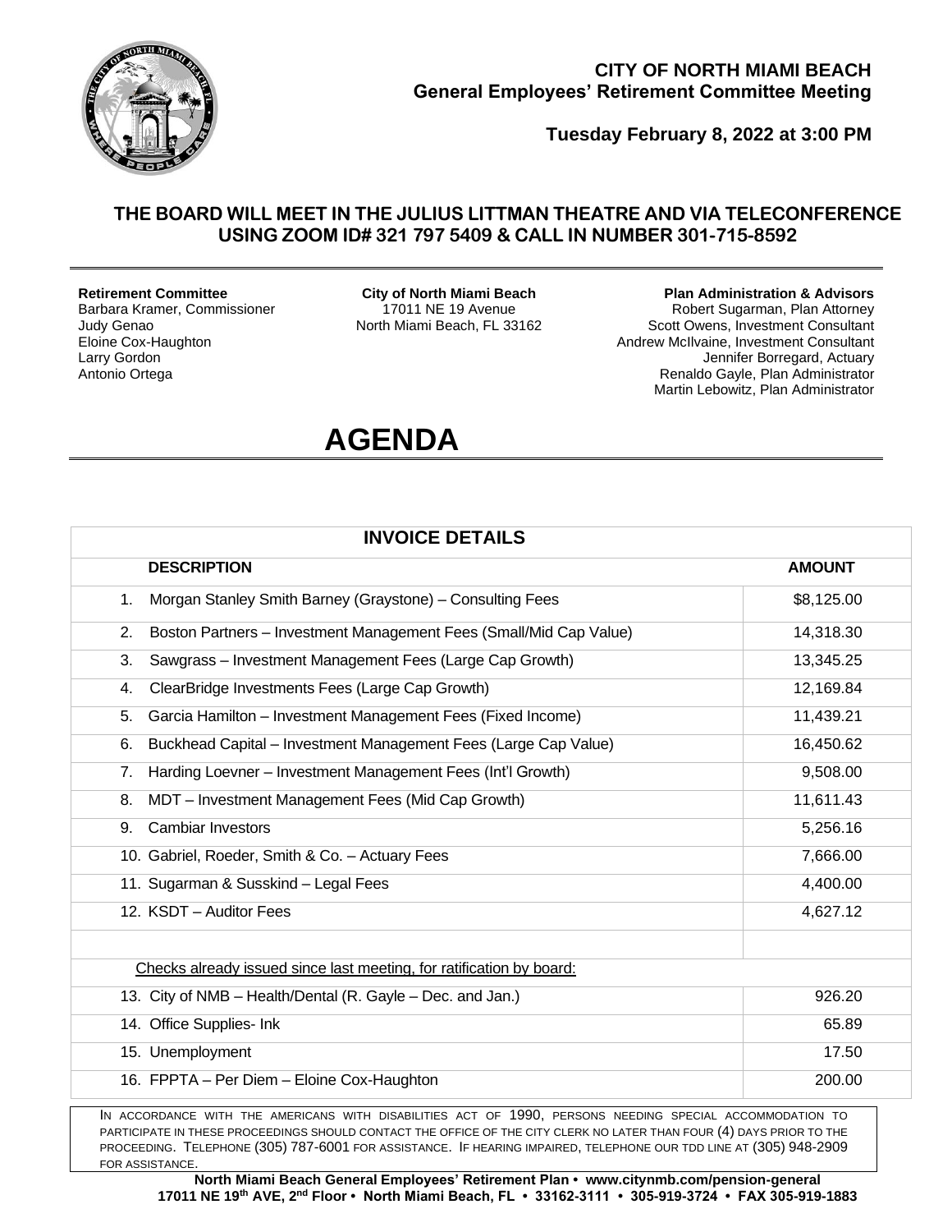**CITY OF NORTH MIAMI BEACH**
**General Employees' Retirement Committee Meeting**

**Tuesday February 8, 2022 at 3:00 PM**

**THE BOARD WILL MEET IN THE JULIUS LITTMAN THEATRE AND VIA TELECONFERENCE USING ZOOM ID# 321 797 5409 & CALL IN NUMBER 301-715-8592**

**Retirement Committee**
Barbara Kramer, Commissioner
Judy Genao
Eloine Cox-Haughton
Larry Gordon
Antonio Ortega

**City of North Miami Beach**
17011 NE 19 Avenue
North Miami Beach, FL 33162

**Plan Administration & Advisors**
Robert Sugarman, Plan Attorney
Scott Owens, Investment Consultant
Andrew McIlvaine, Investment Consultant
Jennifer Borregard, Actuary
Renaldo Gayle, Plan Administrator
Martin Lebowitz, Plan Administrator

# AGENDA

| INVOICE DETAILS | |
|---|---|
| **DESCRIPTION** | **AMOUNT** |
| 1. Morgan Stanley Smith Barney (Graystone) – Consulting Fees | $8,125.00 |
| 2. Boston Partners – Investment Management Fees (Small/Mid Cap Value) | 14,318.30 |
| 3. Sawgrass – Investment Management Fees (Large Cap Growth) | 13,345.25 |
| 4. ClearBridge Investments Fees (Large Cap Growth) | 12,169.84 |
| 5. Garcia Hamilton – Investment Management Fees (Fixed Income) | 11,439.21 |
| 6. Buckhead Capital – Investment Management Fees (Large Cap Value) | 16,450.62 |
| 7. Harding Loevner – Investment Management Fees (Int'l Growth) | 9,508.00 |
| 8. MDT – Investment Management Fees (Mid Cap Growth) | 11,611.43 |
| 9. Cambiar Investors | 5,256.16 |
| 10. Gabriel, Roeder, Smith & Co. – Actuary Fees | 7,666.00 |
| 11. Sugarman & Susskind – Legal Fees | 4,400.00 |
| 12. KSDT – Auditor Fees | 4,627.12 |
| | |
| Checks already issued since last meeting, for ratification by board: | |
| 13. City of NMB – Health/Dental (R. Gayle – Dec. and Jan.) | 926.20 |
| 14. Office Supplies- Ink | 65.89 |
| 15. Unemployment | 17.50 |
| 16. FPPTA – Per Diem – Eloine Cox-Haughton | 200.00 |

In accordance with the Americans with Disabilities Act of 1990, persons needing special accommodation to participate in these proceedings should contact the office of the City Clerk no later than four (4) days prior to the proceeding. Telephone (305) 787-6001 for assistance. If hearing impaired, telephone our TDD line at (305) 948-2909 for assistance.

**North Miami Beach General Employees' Retirement Plan • www.citynmb.com/pension-general**
**17011 NE 19th AVE, 2nd Floor • North Miami Beach, FL • 33162-3111 • 305-919-3724 • FAX 305-919-1883**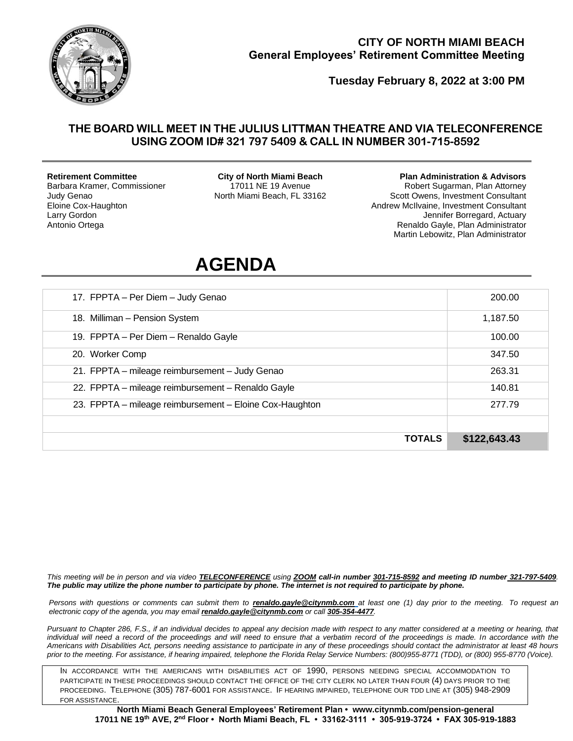**CITY OF NORTH MIAMI BEACH**
**General Employees' Retirement Committee Meeting**

**Tuesday February 8, 2022 at 3:00 PM**

## THE BOARD WILL MEET IN THE JULIUS LITTMAN THEATRE AND VIA TELECONFERENCE USING ZOOM ID# 321 797 5409 & CALL IN NUMBER 301-715-8592

**Retirement Committee**
Barbara Kramer, Commissioner
Judy Genao
Eloine Cox-Haughton
Larry Gordon
Antonio Ortega

**City of North Miami Beach**
17011 NE 19 Avenue
North Miami Beach, FL 33162

**Plan Administration & Advisors**
Robert Sugarman, Plan Attorney
Scott Owens, Investment Consultant
Andrew McIlvaine, Investment Consultant
Jennifer Borregard, Actuary
Renaldo Gayle, Plan Administrator
Martin Lebowitz, Plan Administrator

# AGENDA

| | |
|---|---|
| 17. FPPTA – Per Diem – Judy Genao | 200.00 |
| 18. Milliman – Pension System | 1,187.50 |
| 19. FPPTA – Per Diem – Renaldo Gayle | 100.00 |
| 20. Worker Comp | 347.50 |
| 21. FPPTA – mileage reimbursement – Judy Genao | 263.31 |
| 22. FPPTA – mileage reimbursement – Renaldo Gayle | 140.81 |
| 23. FPPTA – mileage reimbursement – Eloine Cox-Haughton | 277.79 |
| | |
| **TOTALS** | **$122,643.43** |

*This meeting will be in person and via video* ***TELECONFERENCE*** *using* ***ZOOM*** ***call-in number 301-715-8592 and meeting ID number 321-797-5409****.* ***The public may utilize the phone number to participate by phone. The internet is not required to participate by phone.***

*Persons with questions or comments can submit them to* ***renaldo.gayle@citynmb.com*** *at least one (1) day prior to the meeting. To request an electronic copy of the agenda, you may email* ***renaldo.gayle@citynmb.com*** *or call* ***305-354-4477****.*

*Pursuant to Chapter 286, F.S., if an individual decides to appeal any decision made with respect to any matter considered at a meeting or hearing, that individual will need a record of the proceedings and will need to ensure that a verbatim record of the proceedings is made. In accordance with the Americans with Disabilities Act, persons needing assistance to participate in any of these proceedings should contact the administrator at least 48 hours prior to the meeting. For assistance, if hearing impaired, telephone the Florida Relay Service Numbers: (800)955-8771 (TDD), or (800) 955-8770 (Voice).*

IN ACCORDANCE WITH THE AMERICANS WITH DISABILITIES ACT OF 1990, PERSONS NEEDING SPECIAL ACCOMMODATION TO PARTICIPATE IN THESE PROCEEDINGS SHOULD CONTACT THE OFFICE OF THE CITY CLERK NO LATER THAN FOUR (4) DAYS PRIOR TO THE PROCEEDING. TELEPHONE (305) 787-6001 FOR ASSISTANCE. IF HEARING IMPAIRED, TELEPHONE OUR TDD LINE AT (305) 948-2909 FOR ASSISTANCE.

**North Miami Beach General Employees' Retirement Plan • www.citynmb.com/pension-general**
**17011 NE 19th AVE, 2nd Floor • North Miami Beach, FL • 33162-3111 • 305-919-3724 • FAX 305-919-1883**